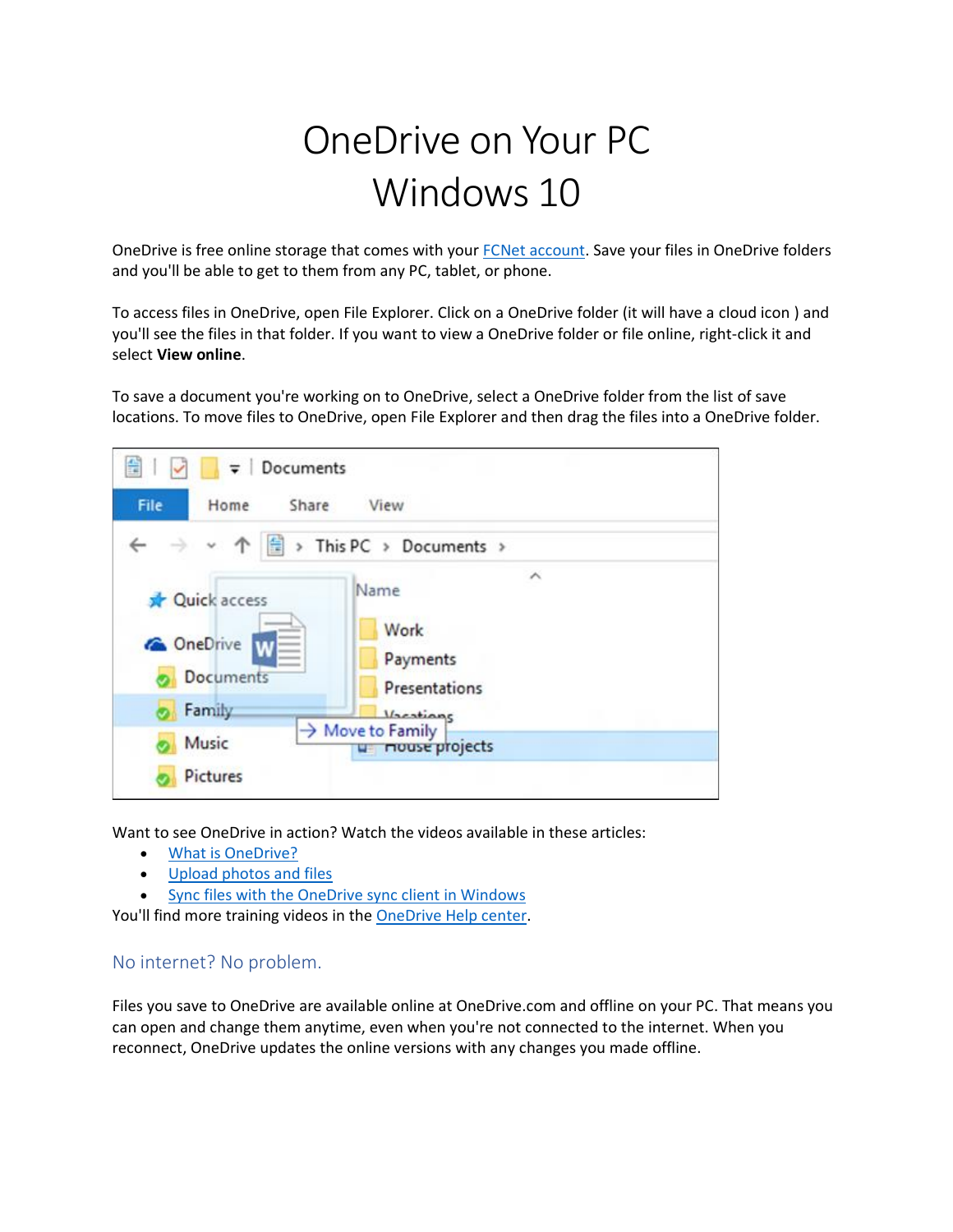# OneDrive on Your PC
# Windows 10

OneDrive is free online storage that comes with your [FCNet account](). Save your files in OneDrive folders and you'll be able to get to them from any PC, tablet, or phone.

To access files in OneDrive, open File Explorer. Click on a OneDrive folder (it will have a cloud icon ) and you'll see the files in that folder. If you want to view a OneDrive folder or file online, right-click it and select **View online**.

To save a document you're working on to OneDrive, select a OneDrive folder from the list of save locations. To move files to OneDrive, open File Explorer and then drag the files into a OneDrive folder.

Want to see OneDrive in action? Watch the videos available in these articles:

- What is OneDrive?
- Upload photos and files
- Sync files with the OneDrive sync client in Windows

You'll find more training videos in the OneDrive Help center.

## No internet? No problem.

Files you save to OneDrive are available online at OneDrive.com and offline on your PC. That means you can open and change them anytime, even when you're not connected to the internet. When you reconnect, OneDrive updates the online versions with any changes you made offline.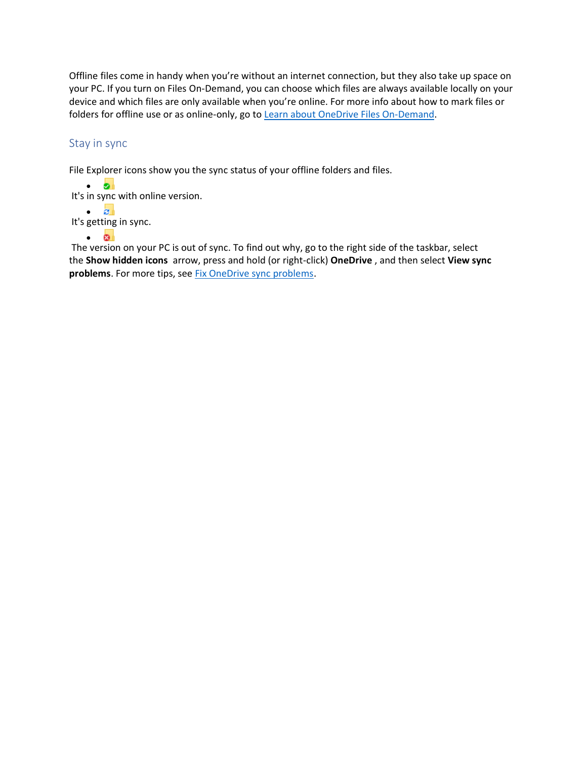Offline files come in handy when you're without an internet connection, but they also take up space on your PC. If you turn on Files On-Demand, you can choose which files are always available locally on your device and which files are only available when you're online. For more info about how to mark files or folders for offline use or as online-only, go to Learn about OneDrive Files On-Demand.

## Stay in sync

File Explorer icons show you the sync status of your offline folders and files.

- It's in sync with online version.
- It's getting in sync.
- The version on your PC is out of sync. To find out why, go to the right side of the taskbar, select the **Show hidden icons** arrow, press and hold (or right-click) **OneDrive** , and then select **View sync problems**. For more tips, see Fix OneDrive sync problems.